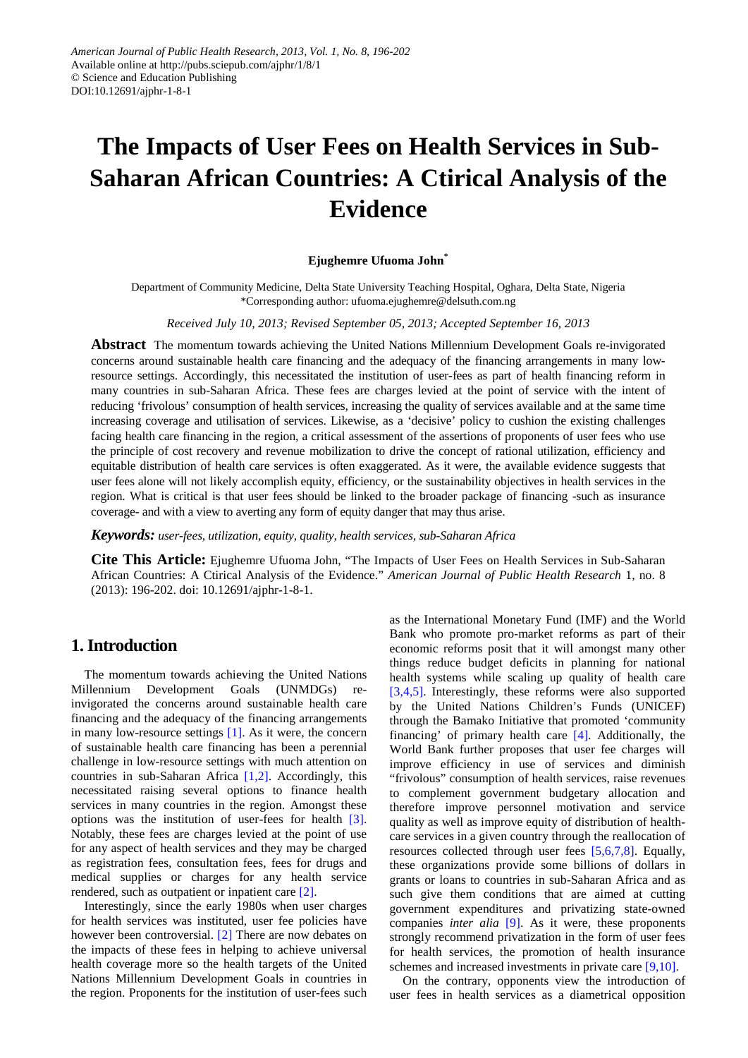American Journal of Public Health Research, 2013, Vol. 1, No. 8, 196-202
Available online at http://pubs.sciepub.com/ajphr/1/8/1
© Science and Education Publishing
DOI:10.12691/ajphr-1-8-1

# The Impacts of User Fees on Health Services in Sub-Saharan African Countries: A Ctirical Analysis of the Evidence

**Ejughemre Ufuoma John***

Department of Community Medicine, Delta State University Teaching Hospital, Oghara, Delta State, Nigeria
*Corresponding author: ufuoma.ejughemre@delsuth.com.ng

*Received July 10, 2013; Revised September 05, 2013; Accepted September 16, 2013*

**Abstract** The momentum towards achieving the United Nations Millennium Development Goals re-invigorated concerns around sustainable health care financing and the adequacy of the financing arrangements in many low-resource settings. Accordingly, this necessitated the institution of user-fees as part of health financing reform in many countries in sub-Saharan Africa. These fees are charges levied at the point of service with the intent of reducing 'frivolous' consumption of health services, increasing the quality of services available and at the same time increasing coverage and utilisation of services. Likewise, as a 'decisive' policy to cushion the existing challenges facing health care financing in the region, a critical assessment of the assertions of proponents of user fees who use the principle of cost recovery and revenue mobilization to drive the concept of rational utilization, efficiency and equitable distribution of health care services is often exaggerated. As it were, the available evidence suggests that user fees alone will not likely accomplish equity, efficiency, or the sustainability objectives in health services in the region. What is critical is that user fees should be linked to the broader package of financing -such as insurance coverage- and with a view to averting any form of equity danger that may thus arise.

***Keywords:*** *user-fees, utilization, equity, quality, health services, sub-Saharan Africa*

**Cite This Article:** Ejughemre Ufuoma John, "The Impacts of User Fees on Health Services in Sub-Saharan African Countries: A Ctirical Analysis of the Evidence." *American Journal of Public Health Research* 1, no. 8 (2013): 196-202. doi: 10.12691/ajphr-1-8-1.

## 1. Introduction

The momentum towards achieving the United Nations Millennium Development Goals (UNMDGs) re-invigorated the concerns around sustainable health care financing and the adequacy of the financing arrangements in many low-resource settings [1]. As it were, the concern of sustainable health care financing has been a perennial challenge in low-resource settings with much attention on countries in sub-Saharan Africa [1,2]. Accordingly, this necessitated raising several options to finance health services in many countries in the region. Amongst these options was the institution of user-fees for health [3]. Notably, these fees are charges levied at the point of use for any aspect of health services and they may be charged as registration fees, consultation fees, fees for drugs and medical supplies or charges for any health service rendered, such as outpatient or inpatient care [2].

Interestingly, since the early 1980s when user charges for health services was instituted, user fee policies have however been controversial. [2] There are now debates on the impacts of these fees in helping to achieve universal health coverage more so the health targets of the United Nations Millennium Development Goals in countries in the region. Proponents for the institution of user-fees such as the International Monetary Fund (IMF) and the World Bank who promote pro-market reforms as part of their economic reforms posit that it will amongst many other things reduce budget deficits in planning for national health systems while scaling up quality of health care [3,4,5]. Interestingly, these reforms were also supported by the United Nations Children's Funds (UNICEF) through the Bamako Initiative that promoted 'community financing' of primary health care [4]. Additionally, the World Bank further proposes that user fee charges will improve efficiency in use of services and diminish "frivolous" consumption of health services, raise revenues to complement government budgetary allocation and therefore improve personnel motivation and service quality as well as improve equity of distribution of health-care services in a given country through the reallocation of resources collected through user fees [5,6,7,8]. Equally, these organizations provide some billions of dollars in grants or loans to countries in sub-Saharan Africa and as such give them conditions that are aimed at cutting government expenditures and privatizing state-owned companies *inter alia* [9]. As it were, these proponents strongly recommend privatization in the form of user fees for health services, the promotion of health insurance schemes and increased investments in private care [9,10].

On the contrary, opponents view the introduction of user fees in health services as a diametrical opposition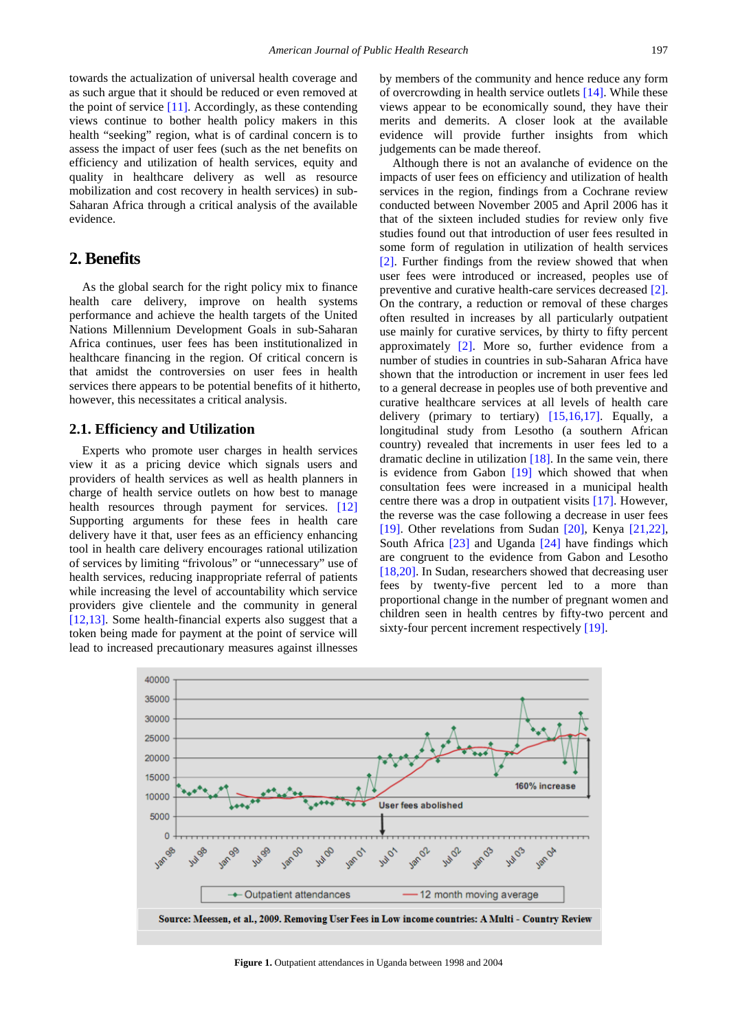towards the actualization of universal health coverage and as such argue that it should be reduced or even removed at the point of service [11]. Accordingly, as these contending views continue to bother health policy makers in this health "seeking" region, what is of cardinal concern is to assess the impact of user fees (such as the net benefits on efficiency and utilization of health services, equity and quality in healthcare delivery as well as resource mobilization and cost recovery in health services) in sub-Saharan Africa through a critical analysis of the available evidence.

## 2. Benefits

As the global search for the right policy mix to finance health care delivery, improve on health systems performance and achieve the health targets of the United Nations Millennium Development Goals in sub-Saharan Africa continues, user fees has been institutionalized in healthcare financing in the region. Of critical concern is that amidst the controversies on user fees in health services there appears to be potential benefits of it hitherto, however, this necessitates a critical analysis.

### 2.1. Efficiency and Utilization

Experts who promote user charges in health services view it as a pricing device which signals users and providers of health services as well as health planners in charge of health service outlets on how best to manage health resources through payment for services. [12] Supporting arguments for these fees in health care delivery have it that, user fees as an efficiency enhancing tool in health care delivery encourages rational utilization of services by limiting "frivolous" or "unnecessary" use of health services, reducing inappropriate referral of patients while increasing the level of accountability which service providers give clientele and the community in general [12,13]. Some health-financial experts also suggest that a token being made for payment at the point of service will lead to increased precautionary measures against illnesses by members of the community and hence reduce any form of overcrowding in health service outlets [14]. While these views appear to be economically sound, they have their merits and demerits. A closer look at the available evidence will provide further insights from which judgements can be made thereof.

Although there is not an avalanche of evidence on the impacts of user fees on efficiency and utilization of health services in the region, findings from a Cochrane review conducted between November 2005 and April 2006 has it that of the sixteen included studies for review only five studies found out that introduction of user fees resulted in some form of regulation in utilization of health services [2]. Further findings from the review showed that when user fees were introduced or increased, peoples use of preventive and curative health-care services decreased [2]. On the contrary, a reduction or removal of these charges often resulted in increases by all particularly outpatient use mainly for curative services, by thirty to fifty percent approximately [2]. More so, further evidence from a number of studies in countries in sub-Saharan Africa have shown that the introduction or increment in user fees led to a general decrease in peoples use of both preventive and curative healthcare services at all levels of health care delivery (primary to tertiary) [15,16,17]. Equally, a longitudinal study from Lesotho (a southern African country) revealed that increments in user fees led to a dramatic decline in utilization [18]. In the same vein, there is evidence from Gabon [19] which showed that when consultation fees were increased in a municipal health centre there was a drop in outpatient visits [17]. However, the reverse was the case following a decrease in user fees [19]. Other revelations from Sudan [20], Kenya [21,22], South Africa [23] and Uganda [24] have findings which are congruent to the evidence from Gabon and Lesotho [18,20]. In Sudan, researchers showed that decreasing user fees by twenty-five percent led to a more than proportional change in the number of pregnant women and children seen in health centres by fifty-two percent and sixty-four percent increment respectively [19].

**Figure 1.** Outpatient attendances in Uganda between 1998 and 2004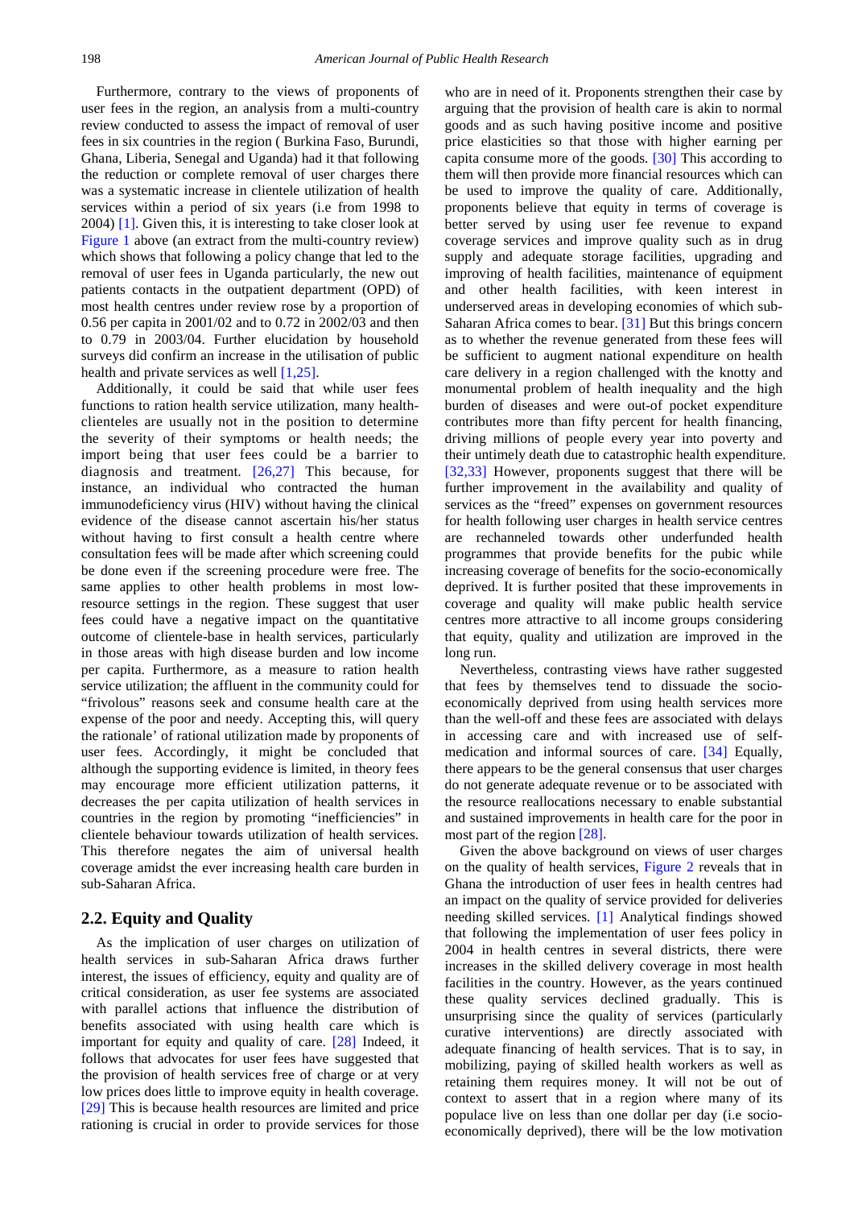Furthermore, contrary to the views of proponents of user fees in the region, an analysis from a multi-country review conducted to assess the impact of removal of user fees in six countries in the region ( Burkina Faso, Burundi, Ghana, Liberia, Senegal and Uganda) had it that following the reduction or complete removal of user charges there was a systematic increase in clientele utilization of health services within a period of six years (i.e from 1998 to 2004) [1]. Given this, it is interesting to take closer look at Figure 1 above (an extract from the multi-country review) which shows that following a policy change that led to the removal of user fees in Uganda particularly, the new out patients contacts in the outpatient department (OPD) of most health centres under review rose by a proportion of 0.56 per capita in 2001/02 and to 0.72 in 2002/03 and then to 0.79 in 2003/04. Further elucidation by household surveys did confirm an increase in the utilisation of public health and private services as well [1,25].

Additionally, it could be said that while user fees functions to ration health service utilization, many health-clienteles are usually not in the position to determine the severity of their symptoms or health needs; the import being that user fees could be a barrier to diagnosis and treatment. [26,27] This because, for instance, an individual who contracted the human immunodeficiency virus (HIV) without having the clinical evidence of the disease cannot ascertain his/her status without having to first consult a health centre where consultation fees will be made after which screening could be done even if the screening procedure were free. The same applies to other health problems in most low-resource settings in the region. These suggest that user fees could have a negative impact on the quantitative outcome of clientele-base in health services, particularly in those areas with high disease burden and low income per capita. Furthermore, as a measure to ration health service utilization; the affluent in the community could for "frivolous" reasons seek and consume health care at the expense of the poor and needy. Accepting this, will query the rationale' of rational utilization made by proponents of user fees. Accordingly, it might be concluded that although the supporting evidence is limited, in theory fees may encourage more efficient utilization patterns, it decreases the per capita utilization of health services in countries in the region by promoting "inefficiencies" in clientele behaviour towards utilization of health services. This therefore negates the aim of universal health coverage amidst the ever increasing health care burden in sub-Saharan Africa.

## 2.2. Equity and Quality

As the implication of user charges on utilization of health services in sub-Saharan Africa draws further interest, the issues of efficiency, equity and quality are of critical consideration, as user fee systems are associated with parallel actions that influence the distribution of benefits associated with using health care which is important for equity and quality of care. [28] Indeed, it follows that advocates for user fees have suggested that the provision of health services free of charge or at very low prices does little to improve equity in health coverage. [29] This is because health resources are limited and price rationing is crucial in order to provide services for those who are in need of it. Proponents strengthen their case by arguing that the provision of health care is akin to normal goods and as such having positive income and positive price elasticities so that those with higher earning per capita consume more of the goods. [30] This according to them will then provide more financial resources which can be used to improve the quality of care. Additionally, proponents believe that equity in terms of coverage is better served by using user fee revenue to expand coverage services and improve quality such as in drug supply and adequate storage facilities, upgrading and improving of health facilities, maintenance of equipment and other health facilities, with keen interest in underserved areas in developing economies of which sub-Saharan Africa comes to bear. [31] But this brings concern as to whether the revenue generated from these fees will be sufficient to augment national expenditure on health care delivery in a region challenged with the knotty and monumental problem of health inequality and the high burden of diseases and were out-of pocket expenditure contributes more than fifty percent for health financing, driving millions of people every year into poverty and their untimely death due to catastrophic health expenditure. [32,33] However, proponents suggest that there will be further improvement in the availability and quality of services as the "freed" expenses on government resources for health following user charges in health service centres are rechanneled towards other underfunded health programmes that provide benefits for the pubic while increasing coverage of benefits for the socio-economically deprived. It is further posited that these improvements in coverage and quality will make public health service centres more attractive to all income groups considering that equity, quality and utilization are improved in the long run.

Nevertheless, contrasting views have rather suggested that fees by themselves tend to dissuade the socio-economically deprived from using health services more than the well-off and these fees are associated with delays in accessing care and with increased use of self-medication and informal sources of care. [34] Equally, there appears to be the general consensus that user charges do not generate adequate revenue or to be associated with the resource reallocations necessary to enable substantial and sustained improvements in health care for the poor in most part of the region [28].

Given the above background on views of user charges on the quality of health services, Figure 2 reveals that in Ghana the introduction of user fees in health centres had an impact on the quality of service provided for deliveries needing skilled services. [1] Analytical findings showed that following the implementation of user fees policy in 2004 in health centres in several districts, there were increases in the skilled delivery coverage in most health facilities in the country. However, as the years continued these quality services declined gradually. This is unsurprising since the quality of services (particularly curative interventions) are directly associated with adequate financing of health services. That is to say, in mobilizing, paying of skilled health workers as well as retaining them requires money. It will not be out of context to assert that in a region where many of its populace live on less than one dollar per day (i.e socio-economically deprived), there will be the low motivation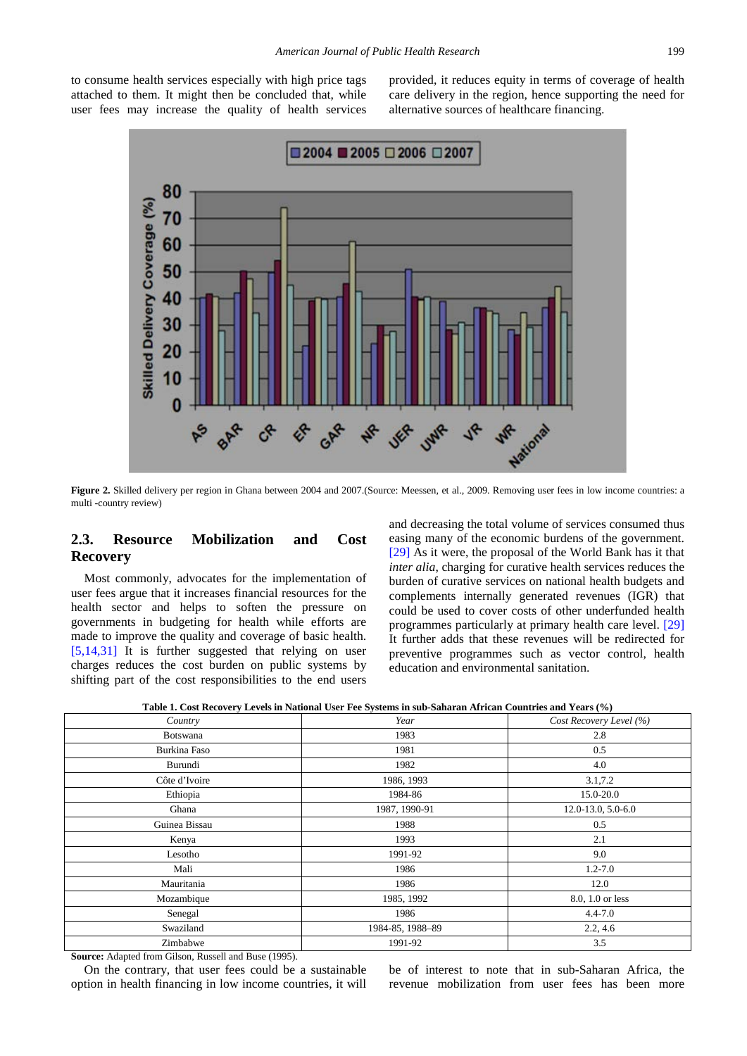to consume health services especially with high price tags attached to them. It might then be concluded that, while user fees may increase the quality of health services provided, it reduces equity in terms of coverage of health care delivery in the region, hence supporting the need for alternative sources of healthcare financing.

**Figure 2.** Skilled delivery per region in Ghana between 2004 and 2007.(Source: Meessen, et al., 2009. Removing user fees in low income countries: a multi -country review)

## 2.3. Resource Mobilization and Cost Recovery

Most commonly, advocates for the implementation of user fees argue that it increases financial resources for the health sector and helps to soften the pressure on governments in budgeting for health while efforts are made to improve the quality and coverage of basic health. [5,14,31] It is further suggested that relying on user charges reduces the cost burden on public systems by shifting part of the cost responsibilities to the end users and decreasing the total volume of services consumed thus easing many of the economic burdens of the government. [29] As it were, the proposal of the World Bank has it that *inter alia*, charging for curative health services reduces the burden of curative services on national health budgets and complements internally generated revenues (IGR) that could be used to cover costs of other underfunded health programmes particularly at primary health care level. [29] It further adds that these revenues will be redirected for preventive programmes such as vector control, health education and environmental sanitation.

**Table 1. Cost Recovery Levels in National User Fee Systems in sub-Saharan African Countries and Years (%)**

| *Country* | *Year* | *Cost Recovery Level (%)* |
|---|---|---|
| Botswana | 1983 | 2.8 |
| Burkina Faso | 1981 | 0.5 |
| Burundi | 1982 | 4.0 |
| Côte d'Ivoire | 1986, 1993 | 3.1,7.2 |
| Ethiopia | 1984-86 | 15.0-20.0 |
| Ghana | 1987, 1990-91 | 12.0-13.0, 5.0-6.0 |
| Guinea Bissau | 1988 | 0.5 |
| Kenya | 1993 | 2.1 |
| Lesotho | 1991-92 | 9.0 |
| Mali | 1986 | 1.2-7.0 |
| Mauritania | 1986 | 12.0 |
| Mozambique | 1985, 1992 | 8.0, 1.0 or less |
| Senegal | 1986 | 4.4-7.0 |
| Swaziland | 1984-85, 1988–89 | 2.2, 4.6 |
| Zimbabwe | 1991-92 | 3.5 |

**Source:** Adapted from Gilson, Russell and Buse (1995).

On the contrary, that user fees could be a sustainable option in health financing in low income countries, it will be of interest to note that in sub-Saharan Africa, the revenue mobilization from user fees has been more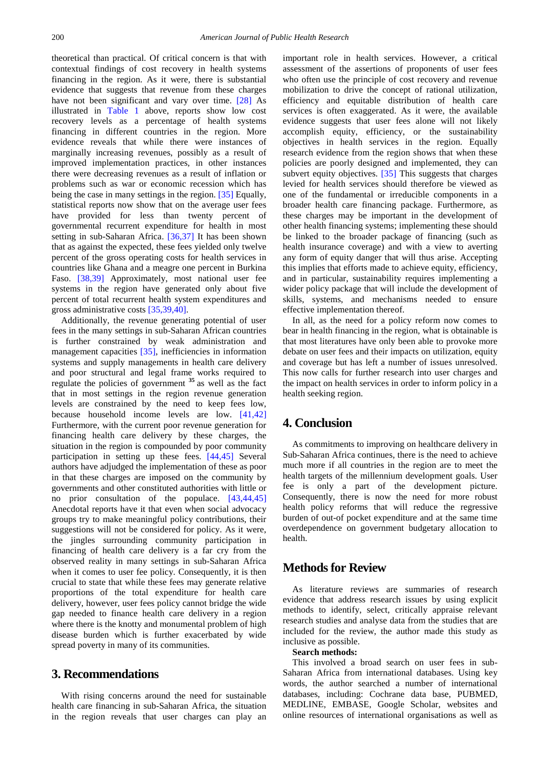theoretical than practical. Of critical concern is that with contextual findings of cost recovery in health systems financing in the region. As it were, there is substantial evidence that suggests that revenue from these charges have not been significant and vary over time. [28] As illustrated in Table 1 above, reports show low cost recovery levels as a percentage of health systems financing in different countries in the region. More evidence reveals that while there were instances of marginally increasing revenues, possibly as a result of improved implementation practices, in other instances there were decreasing revenues as a result of inflation or problems such as war or economic recession which has being the case in many settings in the region. [35] Equally, statistical reports now show that on the average user fees have provided for less than twenty percent of governmental recurrent expenditure for health in most setting in sub-Saharan Africa. [36,37] It has been shown that as against the expected, these fees yielded only twelve percent of the gross operating costs for health services in countries like Ghana and a meagre one percent in Burkina Faso. [38,39] Approximately, most national user fee systems in the region have generated only about five percent of total recurrent health system expenditures and gross administrative costs [35,39,40].

Additionally, the revenue generating potential of user fees in the many settings in sub-Saharan African countries is further constrained by weak administration and management capacities [35], inefficiencies in information systems and supply managements in health care delivery and poor structural and legal frame works required to regulate the policies of government [35] as well as the fact that in most settings in the region revenue generation levels are constrained by the need to keep fees low, because household income levels are low. [41,42] Furthermore, with the current poor revenue generation for financing health care delivery by these charges, the situation in the region is compounded by poor community participation in setting up these fees. [44,45] Several authors have adjudged the implementation of these as poor in that these charges are imposed on the community by governments and other constituted authorities with little or no prior consultation of the populace. [43,44,45] Anecdotal reports have it that even when social advocacy groups try to make meaningful policy contributions, their suggestions will not be considered for policy. As it were, the jingles surrounding community participation in financing of health care delivery is a far cry from the observed reality in many settings in sub-Saharan Africa when it comes to user fee policy. Consequently, it is then crucial to state that while these fees may generate relative proportions of the total expenditure for health care delivery, however, user fees policy cannot bridge the wide gap needed to finance health care delivery in a region where there is the knotty and monumental problem of high disease burden which is further exacerbated by wide spread poverty in many of its communities.

## 3. Recommendations

With rising concerns around the need for sustainable health care financing in sub-Saharan Africa, the situation in the region reveals that user charges can play an important role in health services. However, a critical assessment of the assertions of proponents of user fees who often use the principle of cost recovery and revenue mobilization to drive the concept of rational utilization, efficiency and equitable distribution of health care services is often exaggerated. As it were, the available evidence suggests that user fees alone will not likely accomplish equity, efficiency, or the sustainability objectives in health services in the region. Equally research evidence from the region shows that when these policies are poorly designed and implemented, they can subvert equity objectives. [35] This suggests that charges levied for health services should therefore be viewed as one of the fundamental or irreducible components in a broader health care financing package. Furthermore, as these charges may be important in the development of other health financing systems; implementing these should be linked to the broader package of financing (such as health insurance coverage) and with a view to averting any form of equity danger that will thus arise. Accepting this implies that efforts made to achieve equity, efficiency, and in particular, sustainability requires implementing a wider policy package that will include the development of skills, systems, and mechanisms needed to ensure effective implementation thereof.

In all, as the need for a policy reform now comes to bear in health financing in the region, what is obtainable is that most literatures have only been able to provoke more debate on user fees and their impacts on utilization, equity and coverage but has left a number of issues unresolved. This now calls for further research into user charges and the impact on health services in order to inform policy in a health seeking region.

## 4. Conclusion

As commitments to improving on healthcare delivery in Sub-Saharan Africa continues, there is the need to achieve much more if all countries in the region are to meet the health targets of the millennium development goals. User fee is only a part of the development picture. Consequently, there is now the need for more robust health policy reforms that will reduce the regressive burden of out-of pocket expenditure and at the same time overdependence on government budgetary allocation to health.

## Methods for Review

As literature reviews are summaries of research evidence that address research issues by using explicit methods to identify, select, critically appraise relevant research studies and analyse data from the studies that are included for the review, the author made this study as inclusive as possible.

**Search methods:**

This involved a broad search on user fees in sub-Saharan Africa from international databases. Using key words, the author searched a number of international databases, including: Cochrane data base, PUBMED, MEDLINE, EMBASE, Google Scholar, websites and online resources of international organisations as well as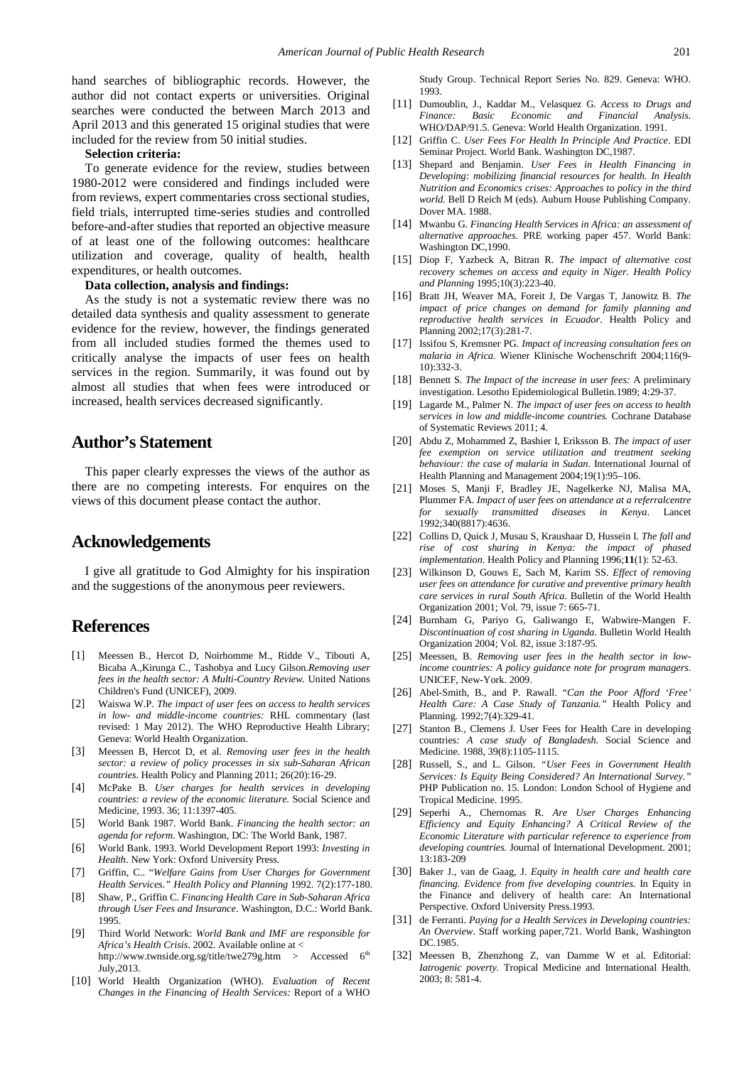hand searches of bibliographic records. However, the author did not contact experts or universities. Original searches were conducted the between March 2013 and April 2013 and this generated 15 original studies that were included for the review from 50 initial studies.

**Selection criteria:**

To generate evidence for the review, studies between 1980-2012 were considered and findings included were from reviews, expert commentaries cross sectional studies, field trials, interrupted time-series studies and controlled before-and-after studies that reported an objective measure of at least one of the following outcomes: healthcare utilization and coverage, quality of health, health expenditures, or health outcomes.

**Data collection, analysis and findings:**

As the study is not a systematic review there was no detailed data synthesis and quality assessment to generate evidence for the review, however, the findings generated from all included studies formed the themes used to critically analyse the impacts of user fees on health services in the region. Summarily, it was found out by almost all studies that when fees were introduced or increased, health services decreased significantly.

## Author's Statement

This paper clearly expresses the views of the author as there are no competing interests. For enquires on the views of this document please contact the author.

## Acknowledgements

I give all gratitude to God Almighty for his inspiration and the suggestions of the anonymous peer reviewers.

## References

[1] Meessen B., Hercot D, Noirhomme M., Ridde V., Tibouti A, Bicaba A.,Kirunga C., Tashobya and Lucy Gilson.*Removing user fees in the health sector: A Multi-Country Review.* United Nations Children's Fund (UNICEF), 2009.

[2] Waiswa W.P. *The impact of user fees on access to health services in low- and middle-income countries:* RHL commentary (last revised: 1 May 2012). The WHO Reproductive Health Library; Geneva: World Health Organization.

[3] Meessen B, Hercot D, et al. *Removing user fees in the health sector: a review of policy processes in six sub-Saharan African countries*. Health Policy and Planning 2011; 26(20):16-29.

[4] McPake B. *User charges for health services in developing countries: a review of the economic literature.* Social Science and Medicine, 1993. 36; 11:1397-405.

[5] World Bank 1987. World Bank. *Financing the health sector: an agenda for reform*. Washington, DC: The World Bank, 1987.

[6] World Bank. 1993. World Development Report 1993: *Investing in Health*. New York: Oxford University Press.

[7] Griffin, C.. *"Welfare Gains from User Charges for Government Health Services." Health Policy and Planning* 1992. 7(2):177-180.

[8] Shaw, P., Griffin C. *Financing Health Care in Sub-Saharan Africa through User Fees and Insurance*. Washington, D.C.: World Bank. 1995.

[9] Third World Network: *World Bank and IMF are responsible for Africa's Health Crisis*. 2002. Available online at < http://www.twnside.org.sg/title/twe279g.htm > Accessed 6th July,2013.

[10] World Health Organization (WHO). *Evaluation of Recent Changes in the Financing of Health Services:* Report of a WHO Study Group. Technical Report Series No. 829. Geneva: WHO. 1993.

[11] Dumoublin, J., Kaddar M., Velasquez G. *Access to Drugs and Finance: Basic Economic and Financial Analysis.* WHO/DAP/91.5. Geneva: World Health Organization. 1991.

[12] Griffin C. *User Fees For Health In Principle And Practice*. EDI Seminar Project. World Bank. Washington DC,1987.

[13] Shepard and Benjamin. *User Fees in Health Financing in Developing: mobilizing financial resources for health. In Health Nutrition and Economics crises: Approaches to policy in the third world.* Bell D Reich M (eds). Auburn House Publishing Company. Dover MA. 1988.

[14] Mwanbu G. *Financing Health Services in Africa: an assessment of alternative approaches*. PRE working paper 457. World Bank: Washington DC,1990.

[15] Diop F, Yazbeck A, Bitran R. *The impact of alternative cost recovery schemes on access and equity in Niger. Health Policy and Planning* 1995;10(3):223-40.

[16] Bratt JH, Weaver MA, Foreit J, De Vargas T, Janowitz B. *The impact of price changes on demand for family planning and reproductive health services in Ecuador*. Health Policy and Planning 2002;17(3):281-7.

[17] Issifou S, Kremsner PG. *Impact of increasing consultation fees on malaria in Africa.* Wiener Klinische Wochenschrift 2004;116(9-10):332-3.

[18] Bennett S. *The Impact of the increase in user fees:* A preliminary investigation. Lesotho Epidemiological Bulletin.1989; 4:29-37.

[19] Lagarde M., Palmer N. *The impact of user fees on access to health services in low and middle-income countries.* Cochrane Database of Systematic Reviews 2011; 4.

[20] Abdu Z, Mohammed Z, Bashier I, Eriksson B. *The impact of user fee exemption on service utilization and treatment seeking behaviour: the case of malaria in Sudan*. International Journal of Health Planning and Management 2004;19(1):95–106.

[21] Moses S, Manji F, Bradley JE, Nagelkerke NJ, Malisa MA, Plummer FA. *Impact of user fees on attendance at a referralcentre for sexually transmitted diseases in Kenya*. Lancet 1992;340(8817):4636.

[22] Collins D, Quick J, Musau S, Kraushaar D, Hussein I. *The fall and rise of cost sharing in Kenya: the impact of phased implementation*. Health Policy and Planning 1996;**11**(1): 52-63.

[23] Wilkinson D, Gouws E, Sach M, Karim SS. *Effect of removing user fees on attendance for curative and preventive primary health care services in rural South Africa.* Bulletin of the World Health Organization 2001; Vol. 79, issue 7: 665-71.

[24] Burnham G, Pariyo G, Galiwango E, Wabwire-Mangen F. *Discontinuation of cost sharing in Uganda*. Bulletin World Health Organization 2004; Vol. 82, issue 3:187-95.

[25] Meessen, B. *Removing user fees in the health sector in low-income countries: A policy guidance note for program managers*. UNICEF, New-York. 2009.

[26] Abel-Smith, B., and P. Rawall. *"Can the Poor Afford 'Free' Health Care: A Case Study of Tanzania."* Health Policy and Planning. 1992;7(4):329-41.

[27] Stanton B., Clemens J. User Fees for Health Care in developing countries*: A case study of Bangladesh.* Social Science and Medicine. 1988, 39(8):1105-1115.

[28] Russell, S., and L. Gilson. *"User Fees in Government Health Services: Is Equity Being Considered? An International Survey."* PHP Publication no. 15. London: London School of Hygiene and Tropical Medicine. 1995.

[29] Seperhi A., Chernomas R. *Are User Charges Enhancing Efficiency and Equity Enhancing? A Critical Review of the Economic Literature with particular reference to experience from developing countries.* Journal of International Development. 2001; 13:183-209

[30] Baker J., van de Gaag, J. *Equity in health care and health care financing. Evidence from five developing countries.* In Equity in the Finance and delivery of health care: An International Perspective. Oxford University Press.1993.

[31] de Ferranti. *Paying for a Health Services in Developing countries: An Overview*. Staff working paper,721. World Bank, Washington DC.1985.

[32] Meessen B, Zhenzhong Z, van Damme W et al. Editorial: *Iatrogenic poverty.* Tropical Medicine and International Health. 2003; 8: 581-4.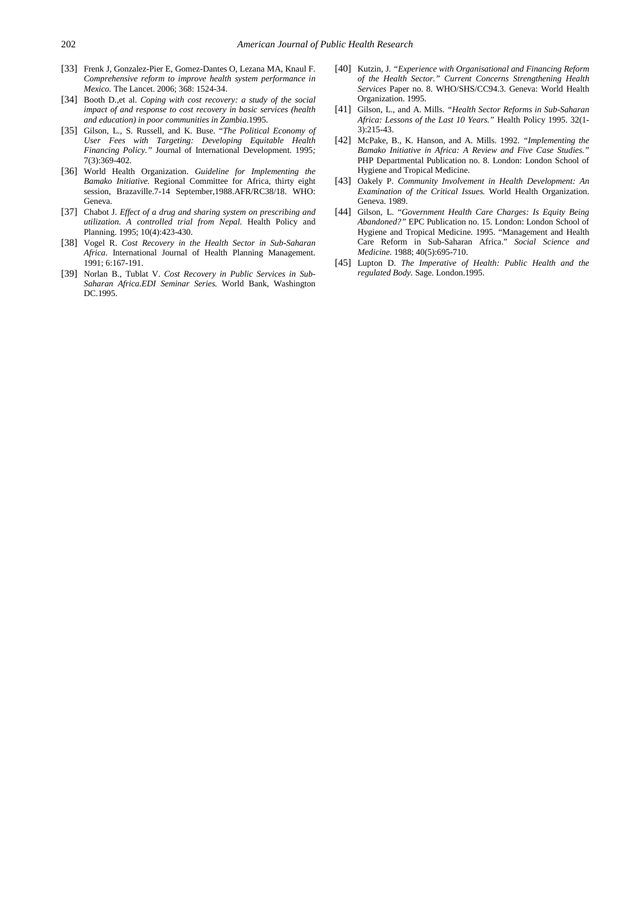[33] Frenk J, Gonzalez-Pier E, Gomez-Dantes O, Lezana MA, Knaul F. *Comprehensive reform to improve health system performance in Mexico.* The Lancet. 2006; 368: 1524-34.

[34] Booth D.,et al. *Coping with cost recovery: a study of the social impact of and response to cost recovery in basic services (health and education) in poor communities in Zambia.*1995.

[35] Gilson, L., S. Russell, and K. Buse. "*The Political Economy of User Fees with Targeting: Developing Equitable Health Financing Policy.*" Journal of International Development. 1995; 7(3):369-402.

[36] World Health Organization. *Guideline for Implementing the Bamako Initiative.* Regional Committee for Africa, thirty eight session, Brazzaville.7-14 September,1988.AFR/RC38/18. WHO: Geneva.

[37] Chabot J. *Effect of a drug and sharing system on prescribing and utilization. A controlled trial from Nepal.* Health Policy and Planning. 1995; 10(4):423-430.

[38] Vogel R. *Cost Recovery in the Health Sector in Sub-Saharan Africa*. International Journal of Health Planning Management. 1991; 6:167-191.

[39] Norlan B., Tublat V. *Cost Recovery in Public Services in Sub-Saharan Africa.EDI Seminar Series.* World Bank, Washington DC.1995.

[40] Kutzin, J. "*Experience with Organisational and Financing Reform of the Health Sector." Current Concerns Strengthening Health Services* Paper no. 8. WHO/SHS/CC94.3. Geneva: World Health Organization. 1995.

[41] Gilson, L., and A. Mills. "*Health Sector Reforms in Sub-Saharan Africa: Lessons of the Last 10 Years.*" Health Policy 1995. 32(1-3):215-43.

[42] McPake, B., K. Hanson, and A. Mills. 1992. "*Implementing the Bamako Initiative in Africa: A Review and Five Case Studies.*" PHP Departmental Publication no. 8. London: London School of Hygiene and Tropical Medicine.

[43] Oakely P. *Community Involvement in Health Development: An Examination of the Critical Issues.* World Health Organization. Geneva. 1989.

[44] Gilson, L. "*Government Health Care Charges: Is Equity Being Abandoned?*" EPC Publication no. 15. London: London School of Hygiene and Tropical Medicine. 1995. "Management and Health Care Reform in Sub-Saharan Africa." *Social Science and Medicine*. 1988; 40(5):695-710.

[45] Lupton D. *The Imperative of Health: Public Health and the regulated Body*. Sage. London.1995.